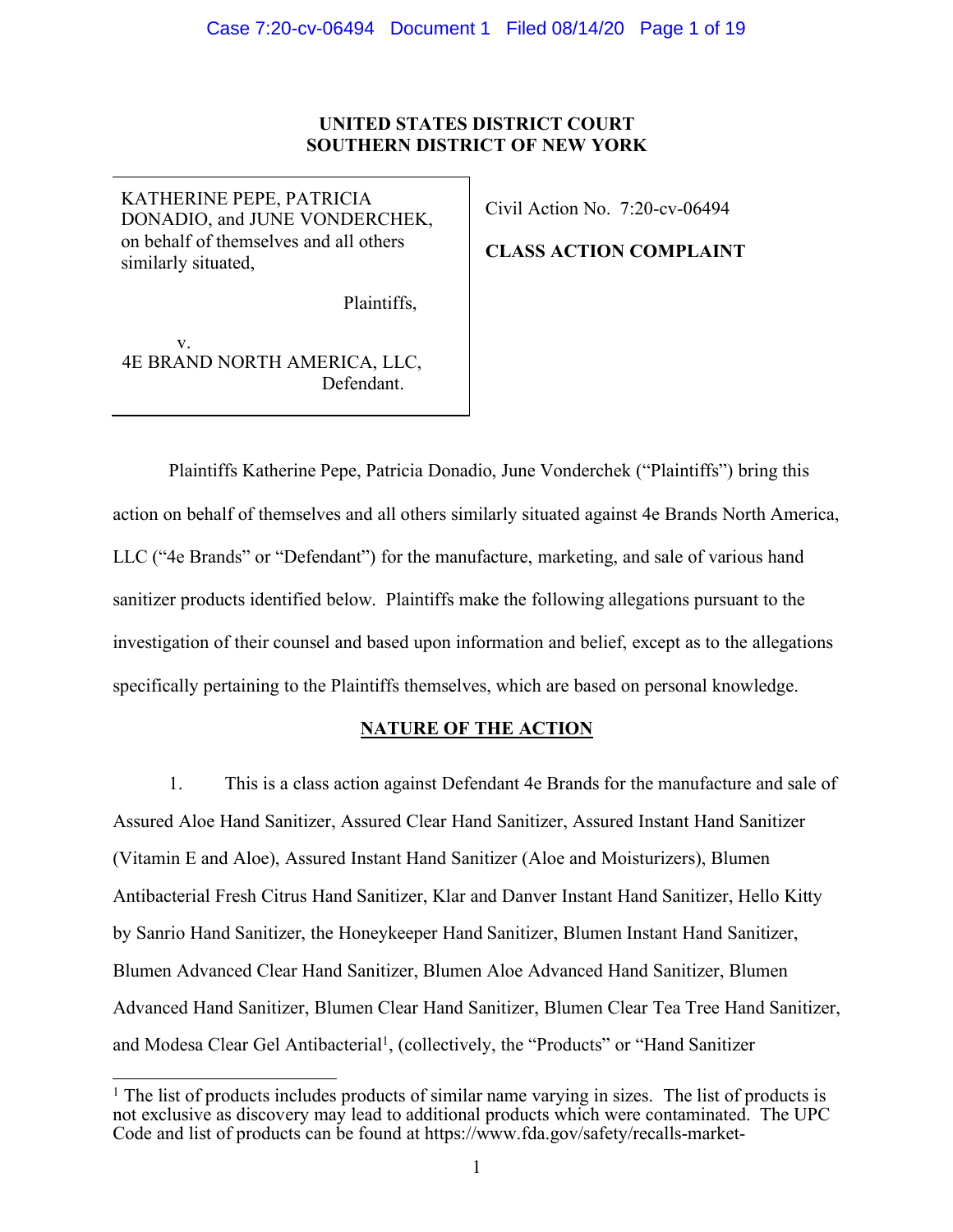**UNITED STATES DISTRICT COURT**
**SOUTHERN DISTRICT OF NEW YORK**

| | |
|---|---|
| KATHERINE PEPE, PATRICIA DONADIO, and JUNE VONDERCHEK, on behalf of themselves and all others similarly situated,<br><br>Plaintiffs,<br><br>v.<br>4E BRAND NORTH AMERICA, LLC,<br>Defendant. | Civil Action No. 7:20-cv-06494<br><br>**CLASS ACTION COMPLAINT** |

Plaintiffs Katherine Pepe, Patricia Donadio, June Vonderchek ("Plaintiffs") bring this action on behalf of themselves and all others similarly situated against 4e Brands North America, LLC ("4e Brands" or "Defendant") for the manufacture, marketing, and sale of various hand sanitizer products identified below. Plaintiffs make the following allegations pursuant to the investigation of their counsel and based upon information and belief, except as to the allegations specifically pertaining to the Plaintiffs themselves, which are based on personal knowledge.

## NATURE OF THE ACTION

1. This is a class action against Defendant 4e Brands for the manufacture and sale of Assured Aloe Hand Sanitizer, Assured Clear Hand Sanitizer, Assured Instant Hand Sanitizer (Vitamin E and Aloe), Assured Instant Hand Sanitizer (Aloe and Moisturizers), Blumen Antibacterial Fresh Citrus Hand Sanitizer, Klar and Danver Instant Hand Sanitizer, Hello Kitty by Sanrio Hand Sanitizer, the Honeykeeper Hand Sanitizer, Blumen Instant Hand Sanitizer, Blumen Advanced Clear Hand Sanitizer, Blumen Aloe Advanced Hand Sanitizer, Blumen Advanced Hand Sanitizer, Blumen Clear Hand Sanitizer, Blumen Clear Tea Tree Hand Sanitizer, and Modesa Clear Gel Antibacterial[1], (collectively, the "Products" or "Hand Sanitizer

[1] The list of products includes products of similar name varying in sizes. The list of products is not exclusive as discovery may lead to additional products which were contaminated. The UPC Code and list of products can be found at https://www.fda.gov/safety/recalls-market-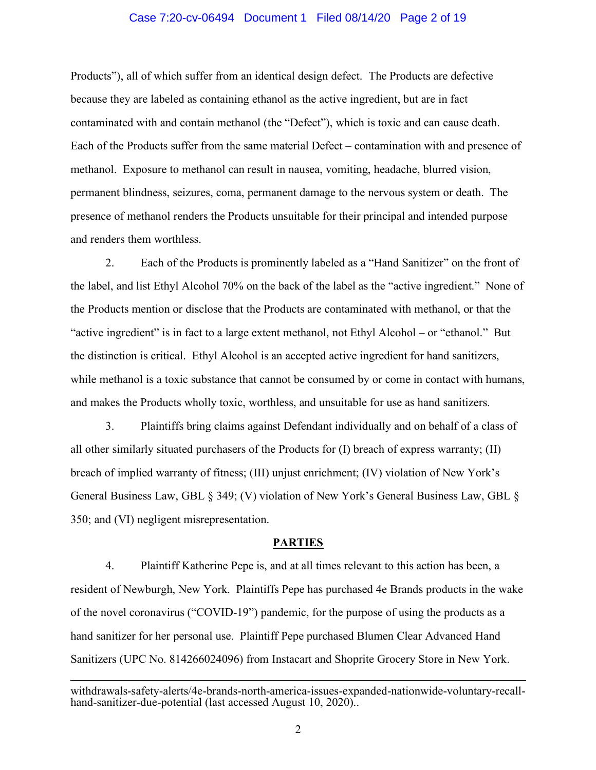Products"), all of which suffer from an identical design defect. The Products are defective because they are labeled as containing ethanol as the active ingredient, but are in fact contaminated with and contain methanol (the "Defect"), which is toxic and can cause death. Each of the Products suffer from the same material Defect – contamination with and presence of methanol. Exposure to methanol can result in nausea, vomiting, headache, blurred vision, permanent blindness, seizures, coma, permanent damage to the nervous system or death. The presence of methanol renders the Products unsuitable for their principal and intended purpose and renders them worthless.

2. Each of the Products is prominently labeled as a "Hand Sanitizer" on the front of the label, and list Ethyl Alcohol 70% on the back of the label as the "active ingredient." None of the Products mention or disclose that the Products are contaminated with methanol, or that the "active ingredient" is in fact to a large extent methanol, not Ethyl Alcohol – or "ethanol." But the distinction is critical. Ethyl Alcohol is an accepted active ingredient for hand sanitizers, while methanol is a toxic substance that cannot be consumed by or come in contact with humans, and makes the Products wholly toxic, worthless, and unsuitable for use as hand sanitizers.

3. Plaintiffs bring claims against Defendant individually and on behalf of a class of all other similarly situated purchasers of the Products for (I) breach of express warranty; (II) breach of implied warranty of fitness; (III) unjust enrichment; (IV) violation of New York's General Business Law, GBL § 349; (V) violation of New York's General Business Law, GBL § 350; and (VI) negligent misrepresentation.

## PARTIES

4. Plaintiff Katherine Pepe is, and at all times relevant to this action has been, a resident of Newburgh, New York. Plaintiffs Pepe has purchased 4e Brands products in the wake of the novel coronavirus ("COVID-19") pandemic, for the purpose of using the products as a hand sanitizer for her personal use. Plaintiff Pepe purchased Blumen Clear Advanced Hand Sanitizers (UPC No. 814266024096) from Instacart and Shoprite Grocery Store in New York.

---

withdrawals-safety-alerts/4e-brands-north-america-issues-expanded-nationwide-voluntary-recall-hand-sanitizer-due-potential (last accessed August 10, 2020)..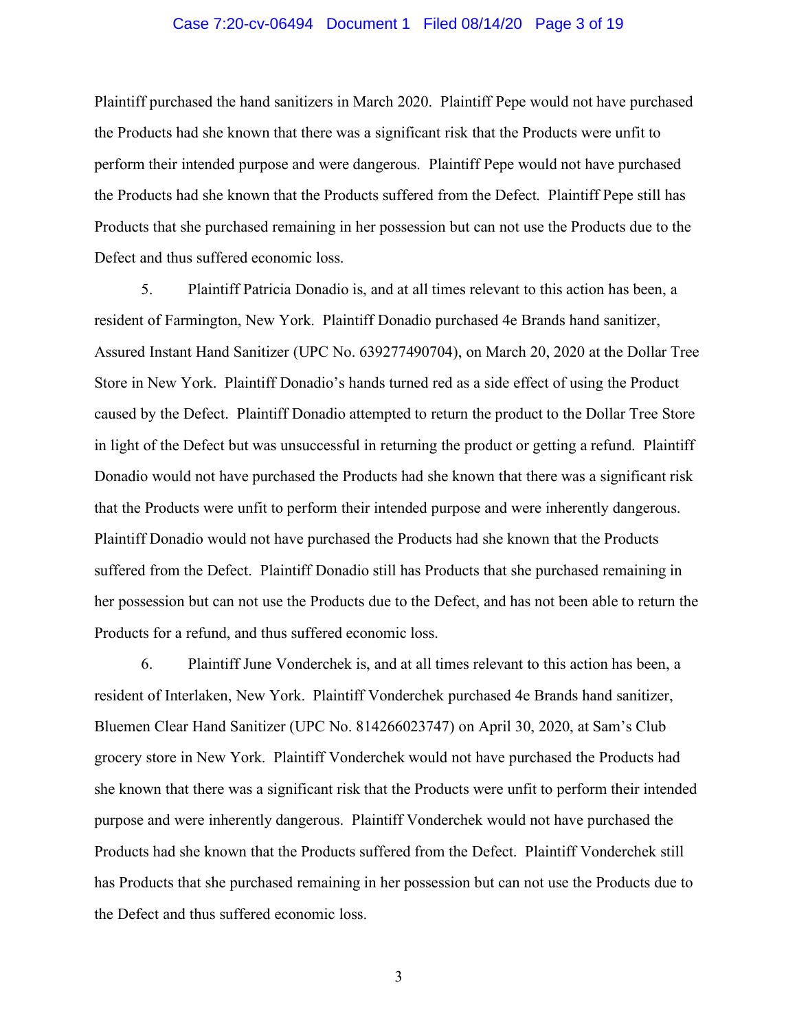Plaintiff purchased the hand sanitizers in March 2020. Plaintiff Pepe would not have purchased the Products had she known that there was a significant risk that the Products were unfit to perform their intended purpose and were dangerous. Plaintiff Pepe would not have purchased the Products had she known that the Products suffered from the Defect. Plaintiff Pepe still has Products that she purchased remaining in her possession but can not use the Products due to the Defect and thus suffered economic loss.

5. Plaintiff Patricia Donadio is, and at all times relevant to this action has been, a resident of Farmington, New York. Plaintiff Donadio purchased 4e Brands hand sanitizer, Assured Instant Hand Sanitizer (UPC No. 639277490704), on March 20, 2020 at the Dollar Tree Store in New York. Plaintiff Donadio's hands turned red as a side effect of using the Product caused by the Defect. Plaintiff Donadio attempted to return the product to the Dollar Tree Store in light of the Defect but was unsuccessful in returning the product or getting a refund. Plaintiff Donadio would not have purchased the Products had she known that there was a significant risk that the Products were unfit to perform their intended purpose and were inherently dangerous. Plaintiff Donadio would not have purchased the Products had she known that the Products suffered from the Defect. Plaintiff Donadio still has Products that she purchased remaining in her possession but can not use the Products due to the Defect, and has not been able to return the Products for a refund, and thus suffered economic loss.

6. Plaintiff June Vonderchek is, and at all times relevant to this action has been, a resident of Interlaken, New York. Plaintiff Vonderchek purchased 4e Brands hand sanitizer, Bluemen Clear Hand Sanitizer (UPC No. 814266023747) on April 30, 2020, at Sam's Club grocery store in New York. Plaintiff Vonderchek would not have purchased the Products had she known that there was a significant risk that the Products were unfit to perform their intended purpose and were inherently dangerous. Plaintiff Vonderchek would not have purchased the Products had she known that the Products suffered from the Defect. Plaintiff Vonderchek still has Products that she purchased remaining in her possession but can not use the Products due to the Defect and thus suffered economic loss.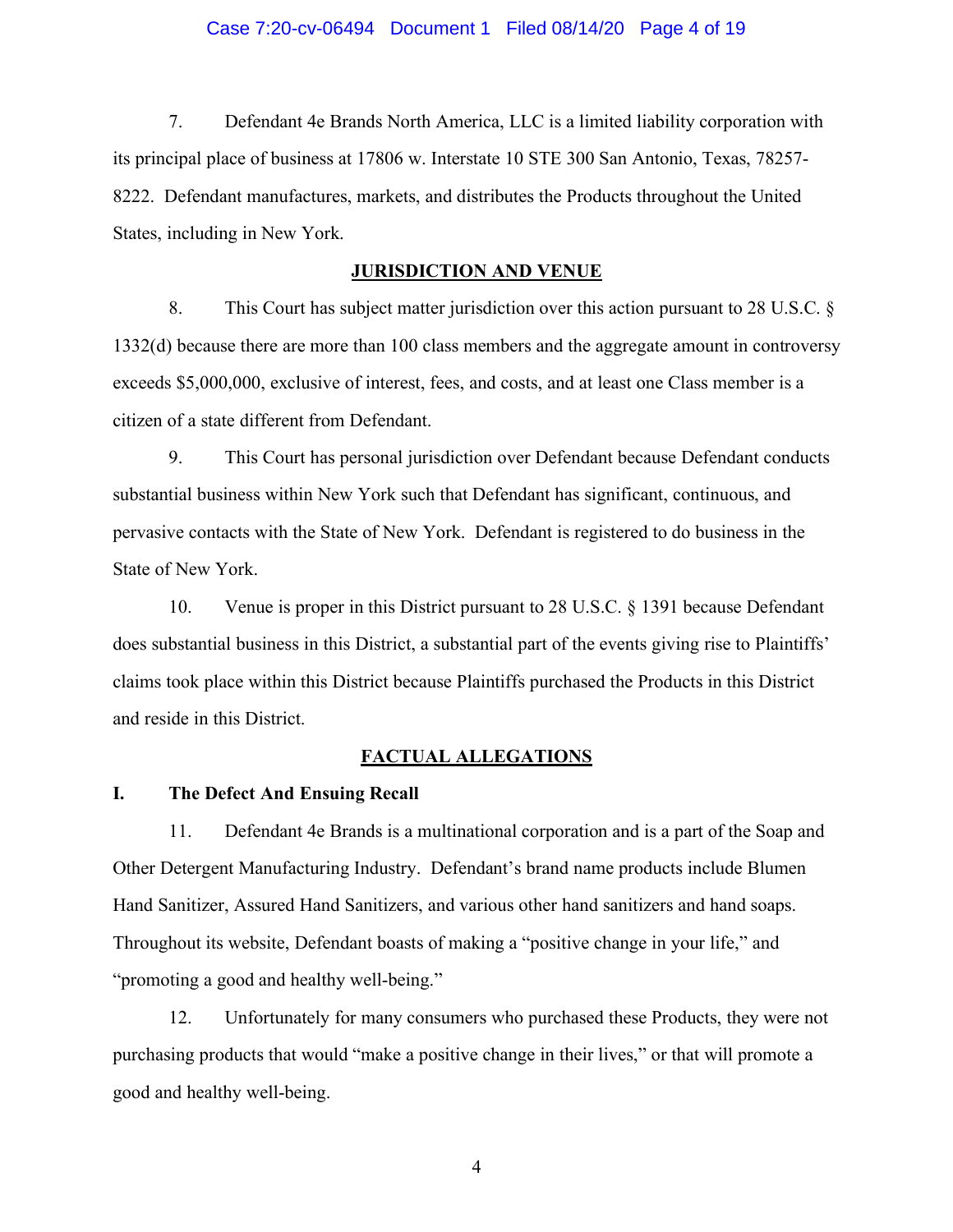7. Defendant 4e Brands North America, LLC is a limited liability corporation with its principal place of business at 17806 w. Interstate 10 STE 300 San Antonio, Texas, 78257-8222. Defendant manufactures, markets, and distributes the Products throughout the United States, including in New York.

## JURISDICTION AND VENUE

8. This Court has subject matter jurisdiction over this action pursuant to 28 U.S.C. § 1332(d) because there are more than 100 class members and the aggregate amount in controversy exceeds $5,000,000, exclusive of interest, fees, and costs, and at least one Class member is a citizen of a state different from Defendant.

9. This Court has personal jurisdiction over Defendant because Defendant conducts substantial business within New York such that Defendant has significant, continuous, and pervasive contacts with the State of New York. Defendant is registered to do business in the State of New York.

10. Venue is proper in this District pursuant to 28 U.S.C. § 1391 because Defendant does substantial business in this District, a substantial part of the events giving rise to Plaintiffs' claims took place within this District because Plaintiffs purchased the Products in this District and reside in this District.

## FACTUAL ALLEGATIONS

### I. The Defect And Ensuing Recall

11. Defendant 4e Brands is a multinational corporation and is a part of the Soap and Other Detergent Manufacturing Industry. Defendant's brand name products include Blumen Hand Sanitizer, Assured Hand Sanitizers, and various other hand sanitizers and hand soaps. Throughout its website, Defendant boasts of making a "positive change in your life," and "promoting a good and healthy well-being."

12. Unfortunately for many consumers who purchased these Products, they were not purchasing products that would "make a positive change in their lives," or that will promote a good and healthy well-being.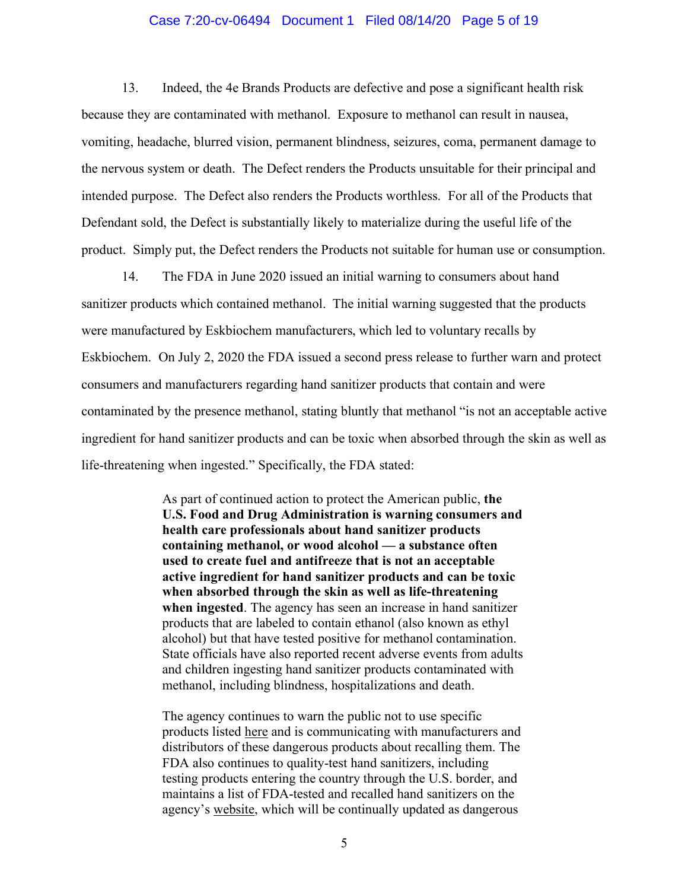13. Indeed, the 4e Brands Products are defective and pose a significant health risk because they are contaminated with methanol. Exposure to methanol can result in nausea, vomiting, headache, blurred vision, permanent blindness, seizures, coma, permanent damage to the nervous system or death. The Defect renders the Products unsuitable for their principal and intended purpose. The Defect also renders the Products worthless. For all of the Products that Defendant sold, the Defect is substantially likely to materialize during the useful life of the product. Simply put, the Defect renders the Products not suitable for human use or consumption.

14. The FDA in June 2020 issued an initial warning to consumers about hand sanitizer products which contained methanol. The initial warning suggested that the products were manufactured by Eskbiochem manufacturers, which led to voluntary recalls by Eskbiochem. On July 2, 2020 the FDA issued a second press release to further warn and protect consumers and manufacturers regarding hand sanitizer products that contain and were contaminated by the presence methanol, stating bluntly that methanol "is not an acceptable active ingredient for hand sanitizer products and can be toxic when absorbed through the skin as well as life-threatening when ingested." Specifically, the FDA stated:

> As part of continued action to protect the American public, **the U.S. Food and Drug Administration is warning consumers and health care professionals about hand sanitizer products containing methanol, or wood alcohol — a substance often used to create fuel and antifreeze that is not an acceptable active ingredient for hand sanitizer products and can be toxic when absorbed through the skin as well as life-threatening when ingested**. The agency has seen an increase in hand sanitizer products that are labeled to contain ethanol (also known as ethyl alcohol) but that have tested positive for methanol contamination. State officials have also reported recent adverse events from adults and children ingesting hand sanitizer products contaminated with methanol, including blindness, hospitalizations and death.
>
> The agency continues to warn the public not to use specific products listed here and is communicating with manufacturers and distributors of these dangerous products about recalling them. The FDA also continues to quality-test hand sanitizers, including testing products entering the country through the U.S. border, and maintains a list of FDA-tested and recalled hand sanitizers on the agency's website, which will be continually updated as dangerous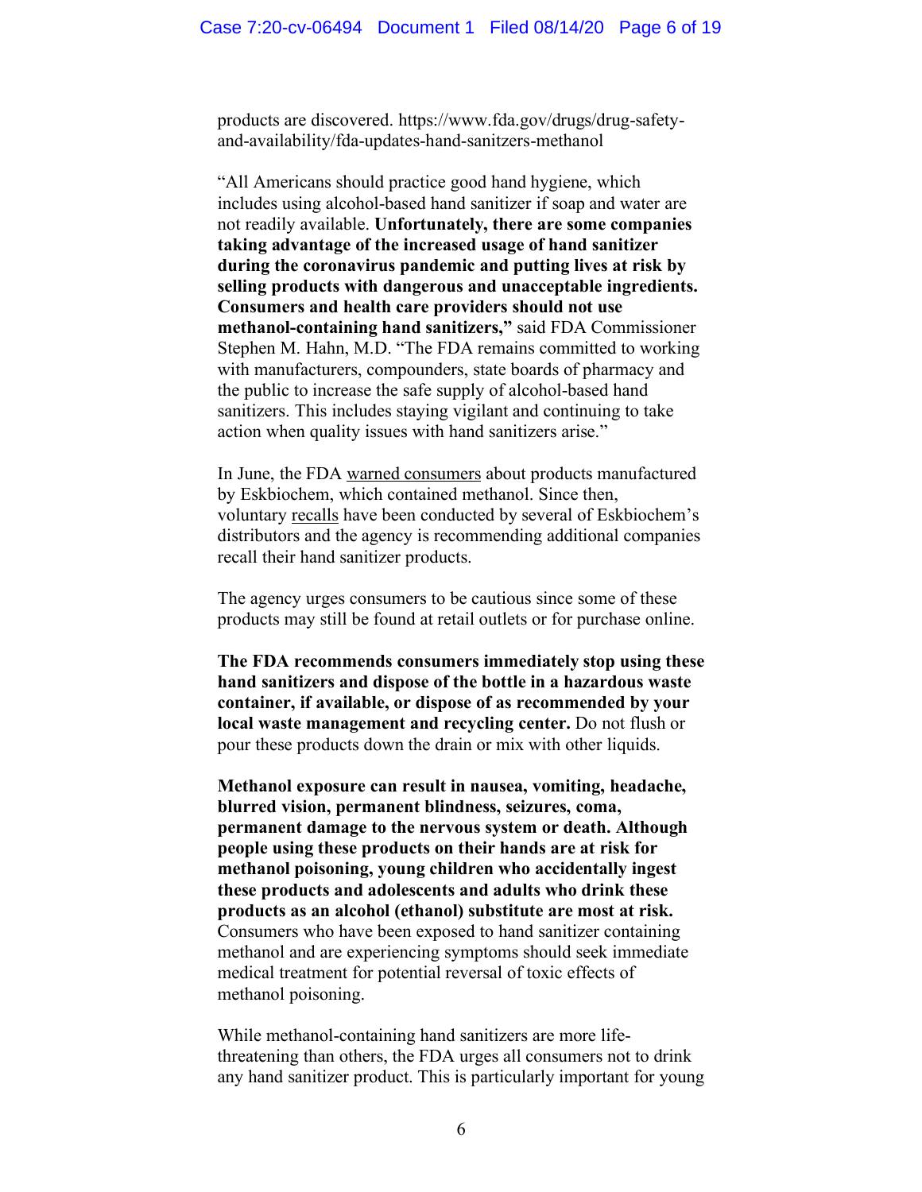products are discovered. https://www.fda.gov/drugs/drug-safety-and-availability/fda-updates-hand-sanitizers-methanol

"All Americans should practice good hand hygiene, which includes using alcohol-based hand sanitizer if soap and water are not readily available. **Unfortunately, there are some companies taking advantage of the increased usage of hand sanitizer during the coronavirus pandemic and putting lives at risk by selling products with dangerous and unacceptable ingredients. Consumers and health care providers should not use methanol-containing hand sanitizers,"** said FDA Commissioner Stephen M. Hahn, M.D. "The FDA remains committed to working with manufacturers, compounders, state boards of pharmacy and the public to increase the safe supply of alcohol-based hand sanitizers. This includes staying vigilant and continuing to take action when quality issues with hand sanitizers arise."

In June, the FDA warned consumers about products manufactured by Eskbiochem, which contained methanol. Since then, voluntary recalls have been conducted by several of Eskbiochem's distributors and the agency is recommending additional companies recall their hand sanitizer products.

The agency urges consumers to be cautious since some of these products may still be found at retail outlets or for purchase online.

**The FDA recommends consumers immediately stop using these hand sanitizers and dispose of the bottle in a hazardous waste container, if available, or dispose of as recommended by your local waste management and recycling center.** Do not flush or pour these products down the drain or mix with other liquids.

**Methanol exposure can result in nausea, vomiting, headache, blurred vision, permanent blindness, seizures, coma, permanent damage to the nervous system or death. Although people using these products on their hands are at risk for methanol poisoning, young children who accidentally ingest these products and adolescents and adults who drink these products as an alcohol (ethanol) substitute are most at risk.** Consumers who have been exposed to hand sanitizer containing methanol and are experiencing symptoms should seek immediate medical treatment for potential reversal of toxic effects of methanol poisoning.

While methanol-containing hand sanitizers are more life-threatening than others, the FDA urges all consumers not to drink any hand sanitizer product. This is particularly important for young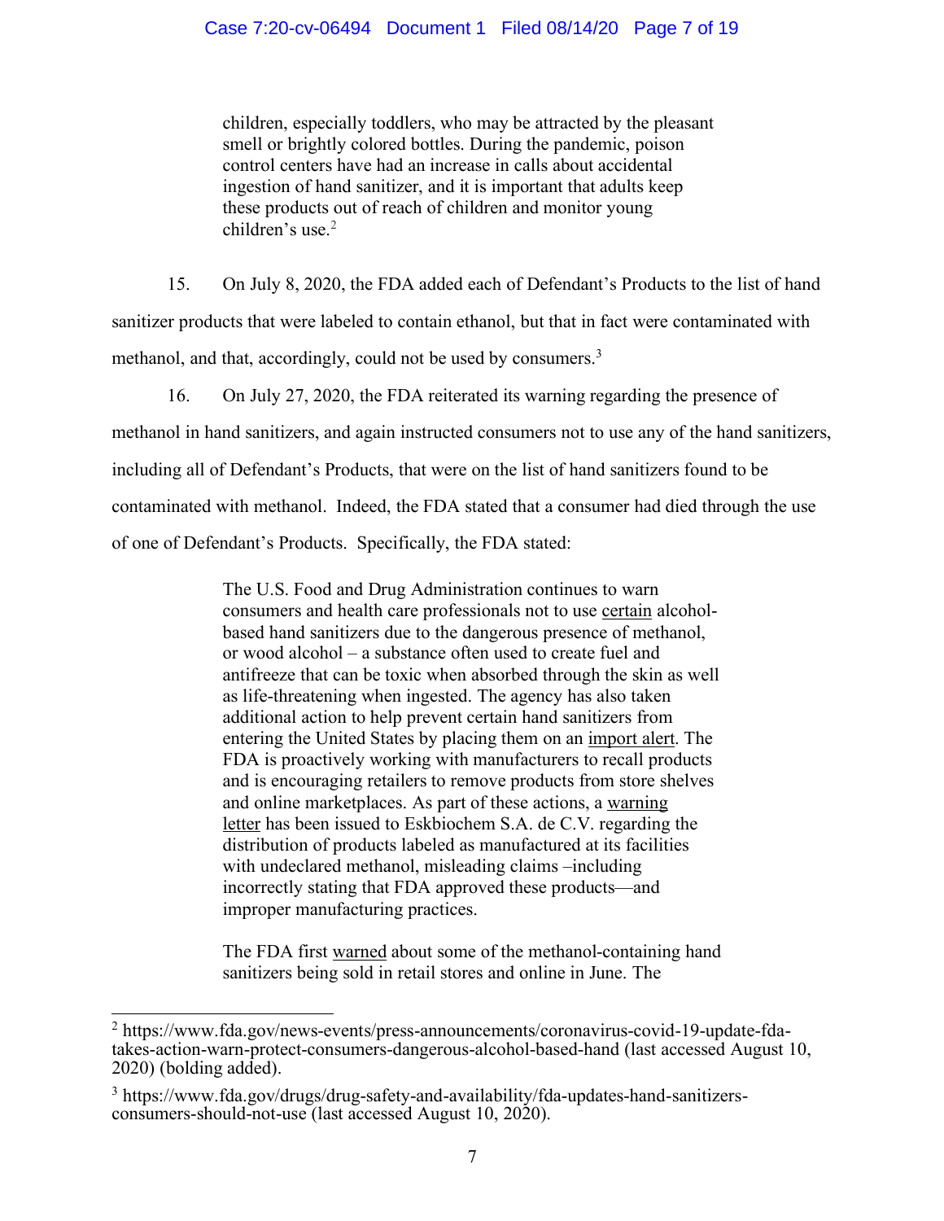> children, especially toddlers, who may be attracted by the pleasant smell or brightly colored bottles. During the pandemic, poison control centers have had an increase in calls about accidental ingestion of hand sanitizer, and it is important that adults keep these products out of reach of children and monitor young children's use.[2]

15. On July 8, 2020, the FDA added each of Defendant's Products to the list of hand sanitizer products that were labeled to contain ethanol, but that in fact were contaminated with methanol, and that, accordingly, could not be used by consumers.[3]

16. On July 27, 2020, the FDA reiterated its warning regarding the presence of methanol in hand sanitizers, and again instructed consumers not to use any of the hand sanitizers, including all of Defendant's Products, that were on the list of hand sanitizers found to be contaminated with methanol. Indeed, the FDA stated that a consumer had died through the use of one of Defendant's Products. Specifically, the FDA stated:

> The U.S. Food and Drug Administration continues to warn consumers and health care professionals not to use certain alcohol-based hand sanitizers due to the dangerous presence of methanol, or wood alcohol – a substance often used to create fuel and antifreeze that can be toxic when absorbed through the skin as well as life-threatening when ingested. The agency has also taken additional action to help prevent certain hand sanitizers from entering the United States by placing them on an import alert. The FDA is proactively working with manufacturers to recall products and is encouraging retailers to remove products from store shelves and online marketplaces. As part of these actions, a warning letter has been issued to Eskbiochem S.A. de C.V. regarding the distribution of products labeled as manufactured at its facilities with undeclared methanol, misleading claims –including incorrectly stating that FDA approved these products—and improper manufacturing practices.
>
> The FDA first warned about some of the methanol-containing hand sanitizers being sold in retail stores and online in June. The

---

[2] https://www.fda.gov/news-events/press-announcements/coronavirus-covid-19-update-fda-takes-action-warn-protect-consumers-dangerous-alcohol-based-hand (last accessed August 10, 2020) (bolding added).

[3] https://www.fda.gov/drugs/drug-safety-and-availability/fda-updates-hand-sanitizers-consumers-should-not-use (last accessed August 10, 2020).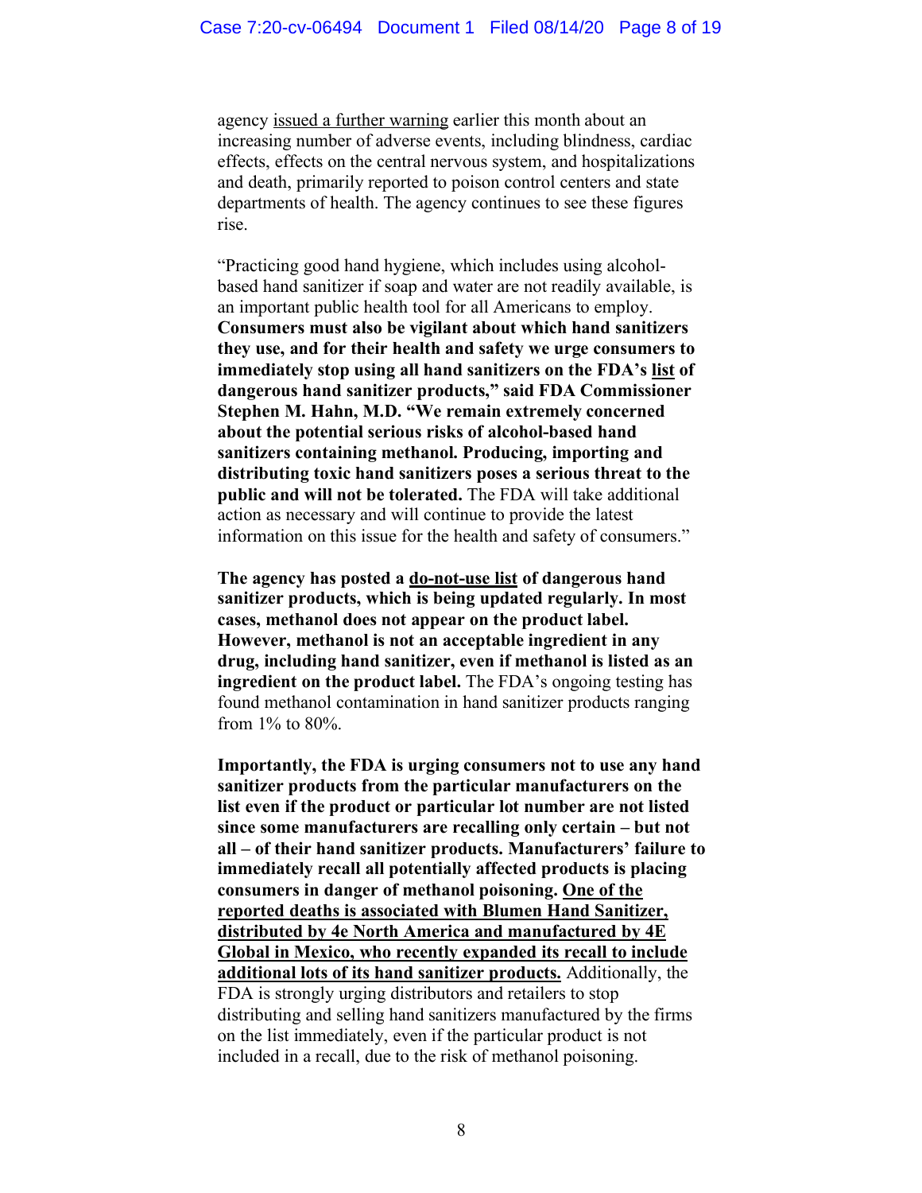agency issued a further warning earlier this month about an increasing number of adverse events, including blindness, cardiac effects, effects on the central nervous system, and hospitalizations and death, primarily reported to poison control centers and state departments of health. The agency continues to see these figures rise.

"Practicing good hand hygiene, which includes using alcohol-based hand sanitizer if soap and water are not readily available, is an important public health tool for all Americans to employ. **Consumers must also be vigilant about which hand sanitizers they use, and for their health and safety we urge consumers to immediately stop using all hand sanitizers on the FDA's list of dangerous hand sanitizer products," said FDA Commissioner Stephen M. Hahn, M.D. "We remain extremely concerned about the potential serious risks of alcohol-based hand sanitizers containing methanol. Producing, importing and distributing toxic hand sanitizers poses a serious threat to the public and will not be tolerated.** The FDA will take additional action as necessary and will continue to provide the latest information on this issue for the health and safety of consumers."

**The agency has posted a do-not-use list of dangerous hand sanitizer products, which is being updated regularly. In most cases, methanol does not appear on the product label. However, methanol is not an acceptable ingredient in any drug, including hand sanitizer, even if methanol is listed as an ingredient on the product label.** The FDA's ongoing testing has found methanol contamination in hand sanitizer products ranging from 1% to 80%.

**Importantly, the FDA is urging consumers not to use any hand sanitizer products from the particular manufacturers on the list even if the product or particular lot number are not listed since some manufacturers are recalling only certain – but not all – of their hand sanitizer products. Manufacturers' failure to immediately recall all potentially affected products is placing consumers in danger of methanol poisoning. One of the reported deaths is associated with Blumen Hand Sanitizer, distributed by 4e North America and manufactured by 4E Global in Mexico, who recently expanded its recall to include additional lots of its hand sanitizer products.** Additionally, the FDA is strongly urging distributors and retailers to stop distributing and selling hand sanitizers manufactured by the firms on the list immediately, even if the particular product is not included in a recall, due to the risk of methanol poisoning.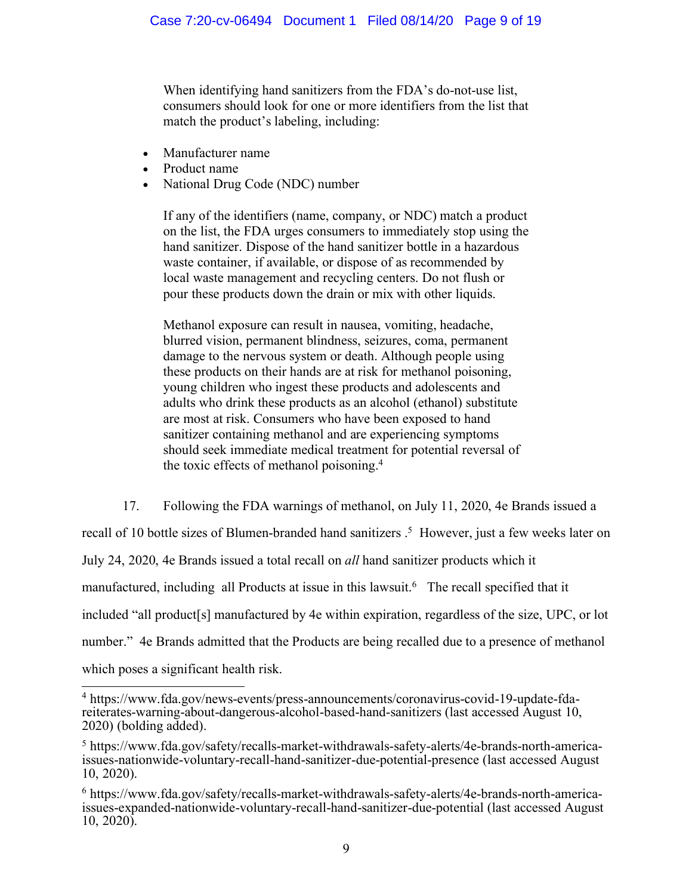> When identifying hand sanitizers from the FDA's do-not-use list, consumers should look for one or more identifiers from the list that match the product's labeling, including:
>
> - Manufacturer name
> - Product name
> - National Drug Code (NDC) number
>
> If any of the identifiers (name, company, or NDC) match a product on the list, the FDA urges consumers to immediately stop using the hand sanitizer. Dispose of the hand sanitizer bottle in a hazardous waste container, if available, or dispose of as recommended by local waste management and recycling centers. Do not flush or pour these products down the drain or mix with other liquids.
>
> Methanol exposure can result in nausea, vomiting, headache, blurred vision, permanent blindness, seizures, coma, permanent damage to the nervous system or death. Although people using these products on their hands are at risk for methanol poisoning, young children who ingest these products and adolescents and adults who drink these products as an alcohol (ethanol) substitute are most at risk. Consumers who have been exposed to hand sanitizer containing methanol and are experiencing symptoms should seek immediate medical treatment for potential reversal of the toxic effects of methanol poisoning.[4]

17. Following the FDA warnings of methanol, on July 11, 2020, 4e Brands issued a recall of 10 bottle sizes of Blumen-branded hand sanitizers .[5] However, just a few weeks later on July 24, 2020, 4e Brands issued a total recall on *all* hand sanitizer products which it manufactured, including all Products at issue in this lawsuit.[6] The recall specified that it included "all product[s] manufactured by 4e within expiration, regardless of the size, UPC, or lot number." 4e Brands admitted that the Products are being recalled due to a presence of methanol which poses a significant health risk.

---

[4] https://www.fda.gov/news-events/press-announcements/coronavirus-covid-19-update-fda-reiterates-warning-about-dangerous-alcohol-based-hand-sanitizers (last accessed August 10, 2020) (bolding added).

[5] https://www.fda.gov/safety/recalls-market-withdrawals-safety-alerts/4e-brands-north-america-issues-nationwide-voluntary-recall-hand-sanitizer-due-potential-presence (last accessed August 10, 2020).

[6] https://www.fda.gov/safety/recalls-market-withdrawals-safety-alerts/4e-brands-north-america-issues-expanded-nationwide-voluntary-recall-hand-sanitizer-due-potential (last accessed August 10, 2020).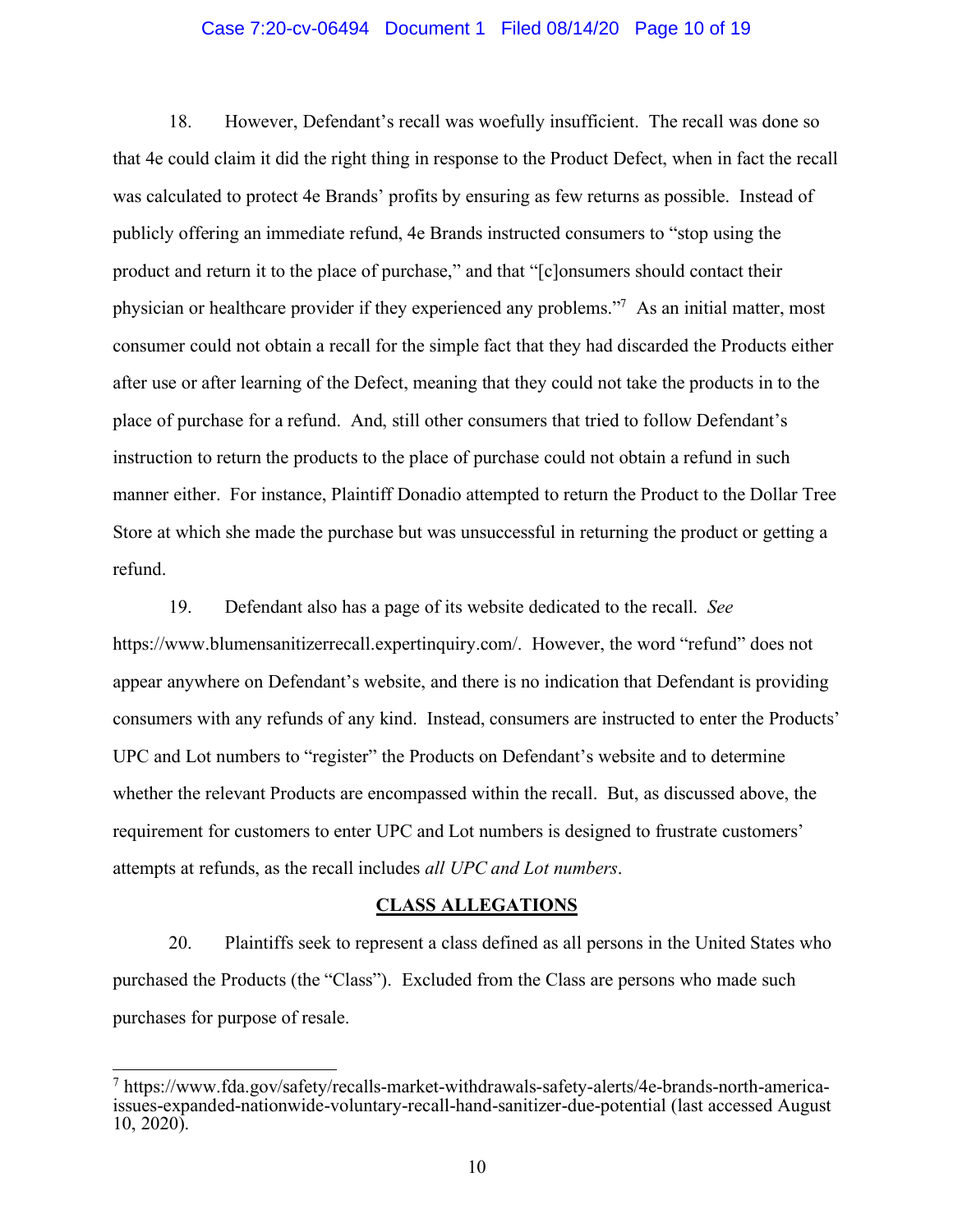18. However, Defendant's recall was woefully insufficient. The recall was done so that 4e could claim it did the right thing in response to the Product Defect, when in fact the recall was calculated to protect 4e Brands' profits by ensuring as few returns as possible. Instead of publicly offering an immediate refund, 4e Brands instructed consumers to "stop using the product and return it to the place of purchase," and that "[c]onsumers should contact their physician or healthcare provider if they experienced any problems."[7] As an initial matter, most consumer could not obtain a recall for the simple fact that they had discarded the Products either after use or after learning of the Defect, meaning that they could not take the products in to the place of purchase for a refund. And, still other consumers that tried to follow Defendant's instruction to return the products to the place of purchase could not obtain a refund in such manner either. For instance, Plaintiff Donadio attempted to return the Product to the Dollar Tree Store at which she made the purchase but was unsuccessful in returning the product or getting a refund.

19. Defendant also has a page of its website dedicated to the recall. *See* https://www.blumensanitizerrecall.expertinquiry.com/. However, the word "refund" does not appear anywhere on Defendant's website, and there is no indication that Defendant is providing consumers with any refunds of any kind. Instead, consumers are instructed to enter the Products' UPC and Lot numbers to "register" the Products on Defendant's website and to determine whether the relevant Products are encompassed within the recall. But, as discussed above, the requirement for customers to enter UPC and Lot numbers is designed to frustrate customers' attempts at refunds, as the recall includes *all UPC and Lot numbers*.

## CLASS ALLEGATIONS

20. Plaintiffs seek to represent a class defined as all persons in the United States who purchased the Products (the "Class"). Excluded from the Class are persons who made such purchases for purpose of resale.

---

[7] https://www.fda.gov/safety/recalls-market-withdrawals-safety-alerts/4e-brands-north-america-issues-expanded-nationwide-voluntary-recall-hand-sanitizer-due-potential (last accessed August 10, 2020).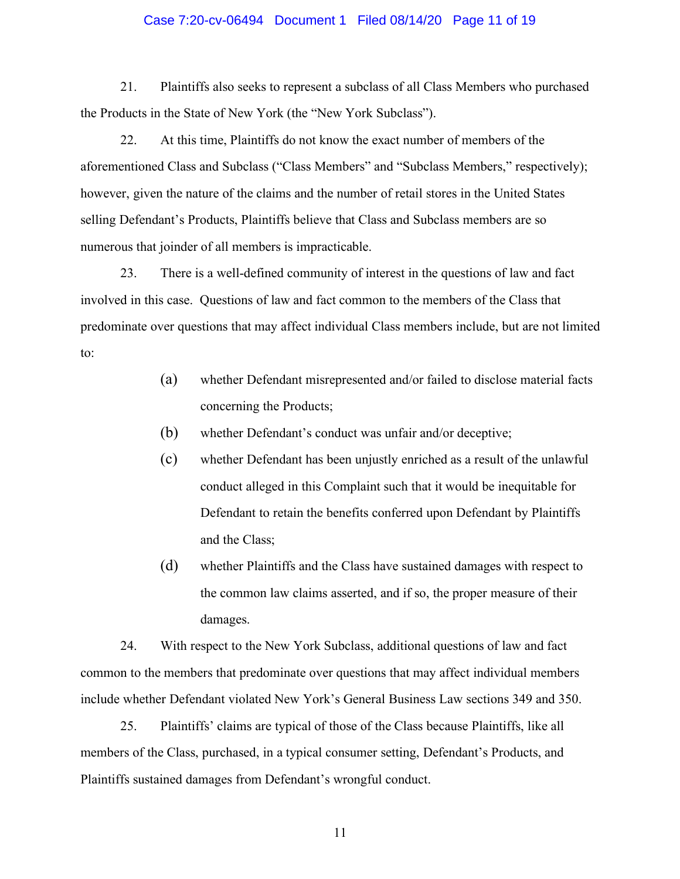21. Plaintiffs also seeks to represent a subclass of all Class Members who purchased the Products in the State of New York (the "New York Subclass").

22. At this time, Plaintiffs do not know the exact number of members of the aforementioned Class and Subclass ("Class Members" and "Subclass Members," respectively); however, given the nature of the claims and the number of retail stores in the United States selling Defendant's Products, Plaintiffs believe that Class and Subclass members are so numerous that joinder of all members is impracticable.

23. There is a well-defined community of interest in the questions of law and fact involved in this case. Questions of law and fact common to the members of the Class that predominate over questions that may affect individual Class members include, but are not limited to:

(a) whether Defendant misrepresented and/or failed to disclose material facts concerning the Products;

(b) whether Defendant's conduct was unfair and/or deceptive;

(c) whether Defendant has been unjustly enriched as a result of the unlawful conduct alleged in this Complaint such that it would be inequitable for Defendant to retain the benefits conferred upon Defendant by Plaintiffs and the Class;

(d) whether Plaintiffs and the Class have sustained damages with respect to the common law claims asserted, and if so, the proper measure of their damages.

24. With respect to the New York Subclass, additional questions of law and fact common to the members that predominate over questions that may affect individual members include whether Defendant violated New York's General Business Law sections 349 and 350.

25. Plaintiffs' claims are typical of those of the Class because Plaintiffs, like all members of the Class, purchased, in a typical consumer setting, Defendant's Products, and Plaintiffs sustained damages from Defendant's wrongful conduct.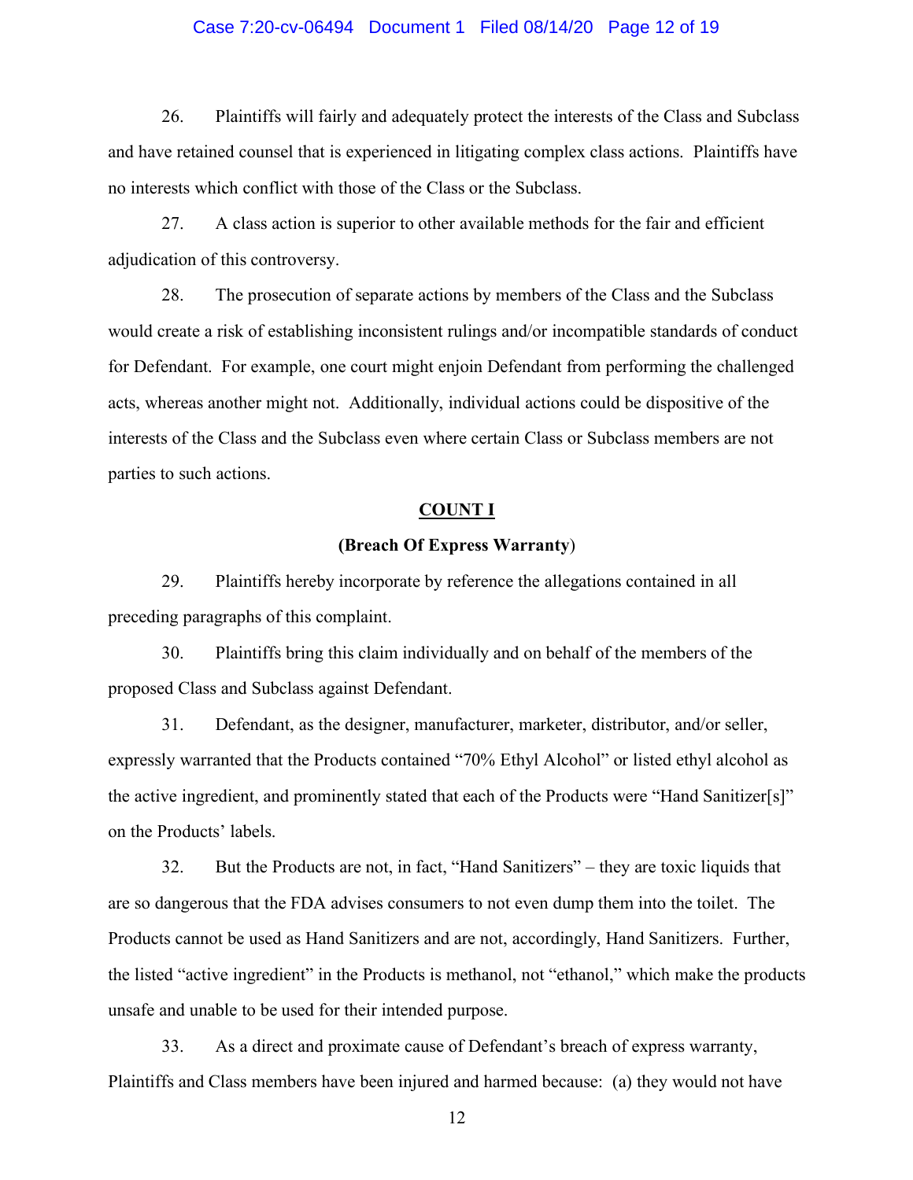26. Plaintiffs will fairly and adequately protect the interests of the Class and Subclass and have retained counsel that is experienced in litigating complex class actions. Plaintiffs have no interests which conflict with those of the Class or the Subclass.

27. A class action is superior to other available methods for the fair and efficient adjudication of this controversy.

28. The prosecution of separate actions by members of the Class and the Subclass would create a risk of establishing inconsistent rulings and/or incompatible standards of conduct for Defendant. For example, one court might enjoin Defendant from performing the challenged acts, whereas another might not. Additionally, individual actions could be dispositive of the interests of the Class and the Subclass even where certain Class or Subclass members are not parties to such actions.

## COUNT I

### (Breach Of Express Warranty)

29. Plaintiffs hereby incorporate by reference the allegations contained in all preceding paragraphs of this complaint.

30. Plaintiffs bring this claim individually and on behalf of the members of the proposed Class and Subclass against Defendant.

31. Defendant, as the designer, manufacturer, marketer, distributor, and/or seller, expressly warranted that the Products contained "70% Ethyl Alcohol" or listed ethyl alcohol as the active ingredient, and prominently stated that each of the Products were "Hand Sanitizer[s]" on the Products' labels.

32. But the Products are not, in fact, "Hand Sanitizers" – they are toxic liquids that are so dangerous that the FDA advises consumers to not even dump them into the toilet. The Products cannot be used as Hand Sanitizers and are not, accordingly, Hand Sanitizers. Further, the listed "active ingredient" in the Products is methanol, not "ethanol," which make the products unsafe and unable to be used for their intended purpose.

33. As a direct and proximate cause of Defendant's breach of express warranty, Plaintiffs and Class members have been injured and harmed because: (a) they would not have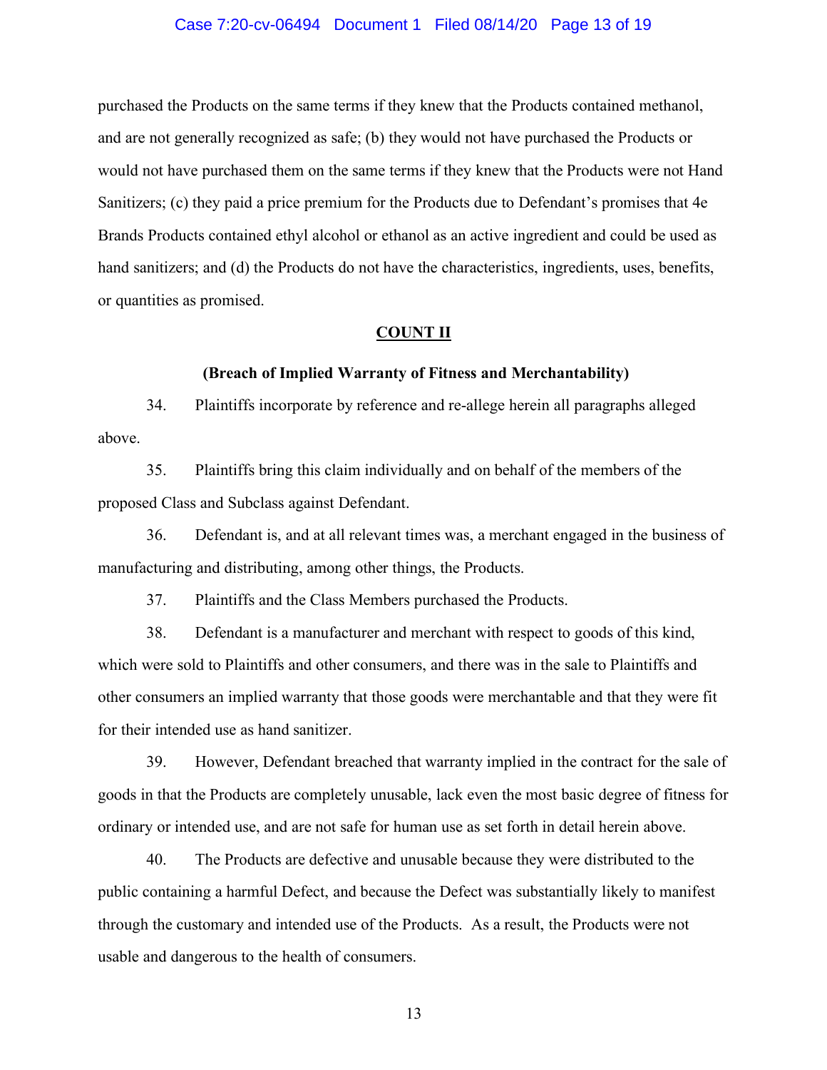purchased the Products on the same terms if they knew that the Products contained methanol, and are not generally recognized as safe; (b) they would not have purchased the Products or would not have purchased them on the same terms if they knew that the Products were not Hand Sanitizers; (c) they paid a price premium for the Products due to Defendant's promises that 4e Brands Products contained ethyl alcohol or ethanol as an active ingredient and could be used as hand sanitizers; and (d) the Products do not have the characteristics, ingredients, uses, benefits, or quantities as promised.

## COUNT II

### (Breach of Implied Warranty of Fitness and Merchantability)

34. Plaintiffs incorporate by reference and re-allege herein all paragraphs alleged above.

35. Plaintiffs bring this claim individually and on behalf of the members of the proposed Class and Subclass against Defendant.

36. Defendant is, and at all relevant times was, a merchant engaged in the business of manufacturing and distributing, among other things, the Products.

37. Plaintiffs and the Class Members purchased the Products.

38. Defendant is a manufacturer and merchant with respect to goods of this kind, which were sold to Plaintiffs and other consumers, and there was in the sale to Plaintiffs and other consumers an implied warranty that those goods were merchantable and that they were fit for their intended use as hand sanitizer.

39. However, Defendant breached that warranty implied in the contract for the sale of goods in that the Products are completely unusable, lack even the most basic degree of fitness for ordinary or intended use, and are not safe for human use as set forth in detail herein above.

40. The Products are defective and unusable because they were distributed to the public containing a harmful Defect, and because the Defect was substantially likely to manifest through the customary and intended use of the Products. As a result, the Products were not usable and dangerous to the health of consumers.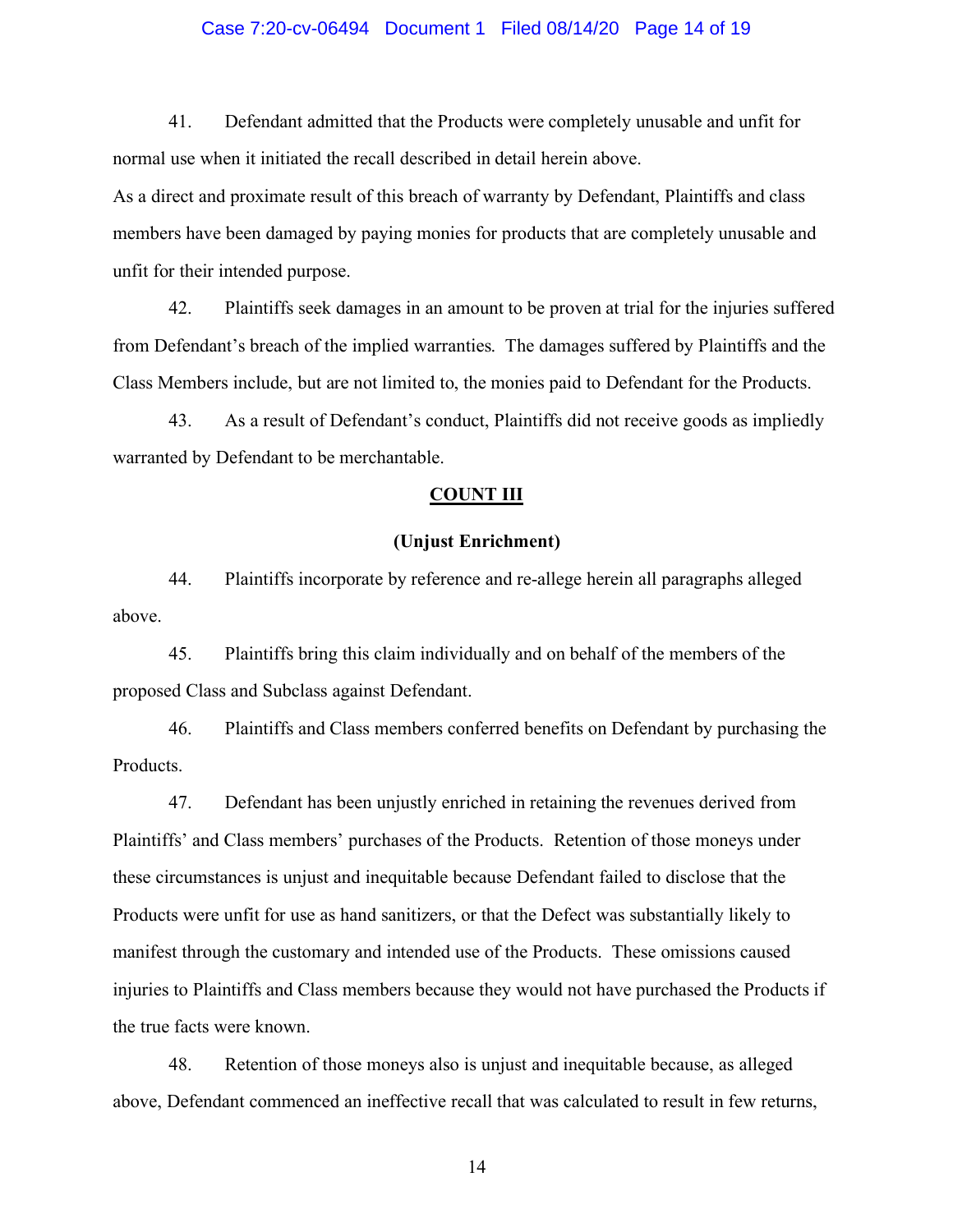41. Defendant admitted that the Products were completely unusable and unfit for normal use when it initiated the recall described in detail herein above.

As a direct and proximate result of this breach of warranty by Defendant, Plaintiffs and class members have been damaged by paying monies for products that are completely unusable and unfit for their intended purpose.

42. Plaintiffs seek damages in an amount to be proven at trial for the injuries suffered from Defendant's breach of the implied warranties. The damages suffered by Plaintiffs and the Class Members include, but are not limited to, the monies paid to Defendant for the Products.

43. As a result of Defendant's conduct, Plaintiffs did not receive goods as impliedly warranted by Defendant to be merchantable.

**COUNT III**

**(Unjust Enrichment)**

44. Plaintiffs incorporate by reference and re-allege herein all paragraphs alleged above.

45. Plaintiffs bring this claim individually and on behalf of the members of the proposed Class and Subclass against Defendant.

46. Plaintiffs and Class members conferred benefits on Defendant by purchasing the Products.

47. Defendant has been unjustly enriched in retaining the revenues derived from Plaintiffs' and Class members' purchases of the Products. Retention of those moneys under these circumstances is unjust and inequitable because Defendant failed to disclose that the Products were unfit for use as hand sanitizers, or that the Defect was substantially likely to manifest through the customary and intended use of the Products. These omissions caused injuries to Plaintiffs and Class members because they would not have purchased the Products if the true facts were known.

48. Retention of those moneys also is unjust and inequitable because, as alleged above, Defendant commenced an ineffective recall that was calculated to result in few returns,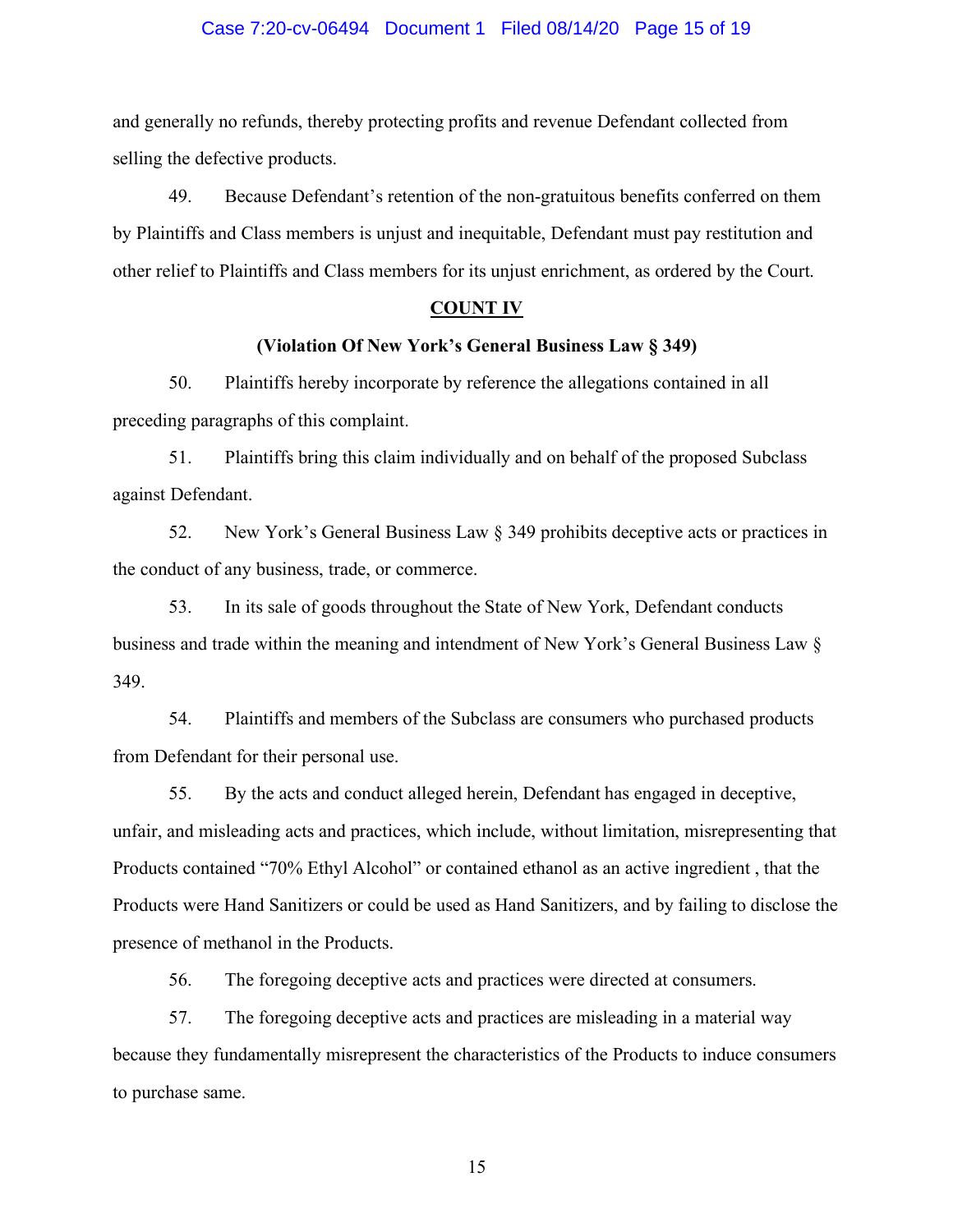and generally no refunds, thereby protecting profits and revenue Defendant collected from selling the defective products.

49. Because Defendant's retention of the non-gratuitous benefits conferred on them by Plaintiffs and Class members is unjust and inequitable, Defendant must pay restitution and other relief to Plaintiffs and Class members for its unjust enrichment, as ordered by the Court.

**COUNT IV**

**(Violation Of New York's General Business Law § 349)**

50. Plaintiffs hereby incorporate by reference the allegations contained in all preceding paragraphs of this complaint.

51. Plaintiffs bring this claim individually and on behalf of the proposed Subclass against Defendant.

52. New York's General Business Law § 349 prohibits deceptive acts or practices in the conduct of any business, trade, or commerce.

53. In its sale of goods throughout the State of New York, Defendant conducts business and trade within the meaning and intendment of New York's General Business Law § 349.

54. Plaintiffs and members of the Subclass are consumers who purchased products from Defendant for their personal use.

55. By the acts and conduct alleged herein, Defendant has engaged in deceptive, unfair, and misleading acts and practices, which include, without limitation, misrepresenting that Products contained "70% Ethyl Alcohol" or contained ethanol as an active ingredient , that the Products were Hand Sanitizers or could be used as Hand Sanitizers, and by failing to disclose the presence of methanol in the Products.

56. The foregoing deceptive acts and practices were directed at consumers.

57. The foregoing deceptive acts and practices are misleading in a material way because they fundamentally misrepresent the characteristics of the Products to induce consumers to purchase same.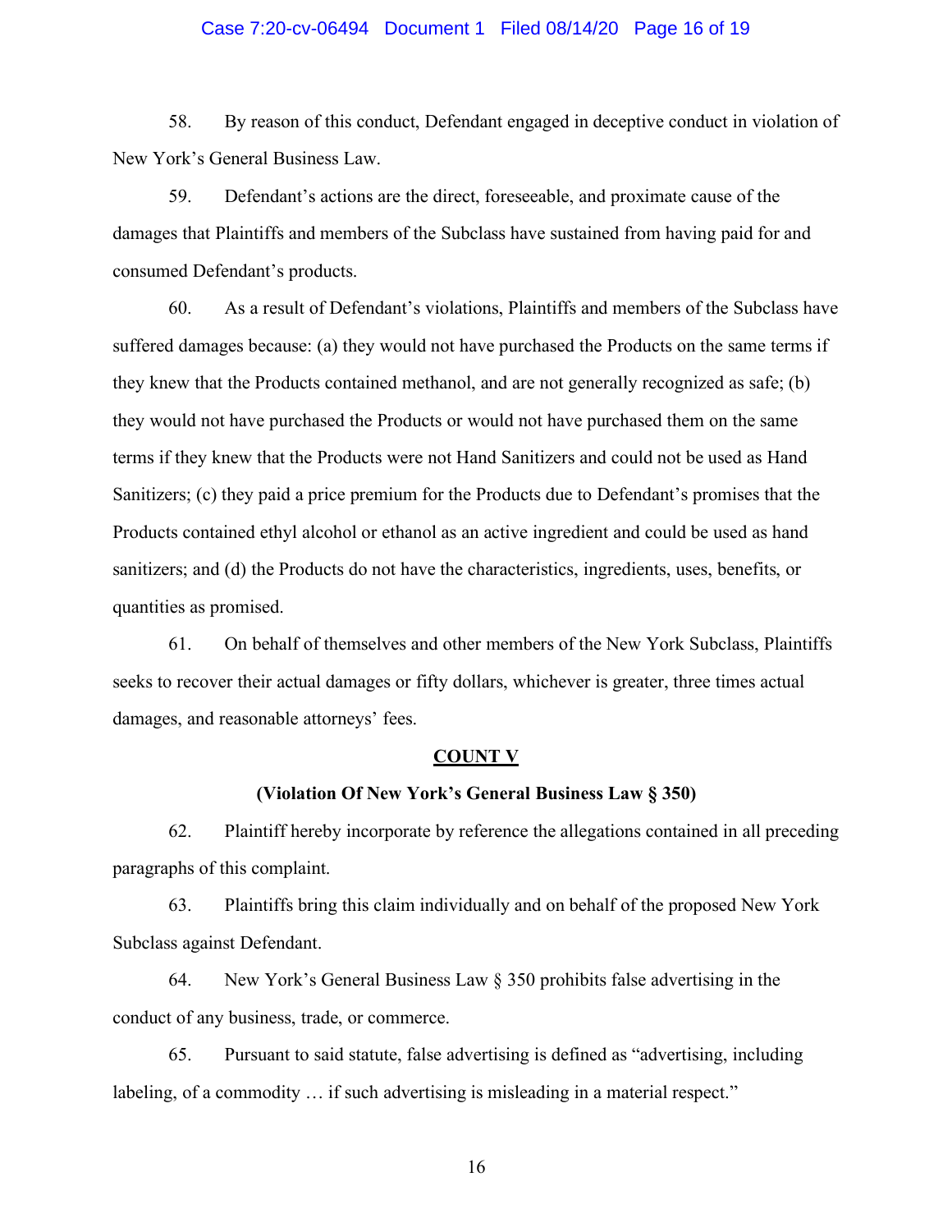58. By reason of this conduct, Defendant engaged in deceptive conduct in violation of New York's General Business Law.

59. Defendant's actions are the direct, foreseeable, and proximate cause of the damages that Plaintiffs and members of the Subclass have sustained from having paid for and consumed Defendant's products.

60. As a result of Defendant's violations, Plaintiffs and members of the Subclass have suffered damages because: (a) they would not have purchased the Products on the same terms if they knew that the Products contained methanol, and are not generally recognized as safe; (b) they would not have purchased the Products or would not have purchased them on the same terms if they knew that the Products were not Hand Sanitizers and could not be used as Hand Sanitizers; (c) they paid a price premium for the Products due to Defendant's promises that the Products contained ethyl alcohol or ethanol as an active ingredient and could be used as hand sanitizers; and (d) the Products do not have the characteristics, ingredients, uses, benefits, or quantities as promised.

61. On behalf of themselves and other members of the New York Subclass, Plaintiffs seeks to recover their actual damages or fifty dollars, whichever is greater, three times actual damages, and reasonable attorneys' fees.

**COUNT V**

**(Violation Of New York's General Business Law § 350)**

62. Plaintiff hereby incorporate by reference the allegations contained in all preceding paragraphs of this complaint.

63. Plaintiffs bring this claim individually and on behalf of the proposed New York Subclass against Defendant.

64. New York's General Business Law § 350 prohibits false advertising in the conduct of any business, trade, or commerce.

65. Pursuant to said statute, false advertising is defined as "advertising, including labeling, of a commodity … if such advertising is misleading in a material respect."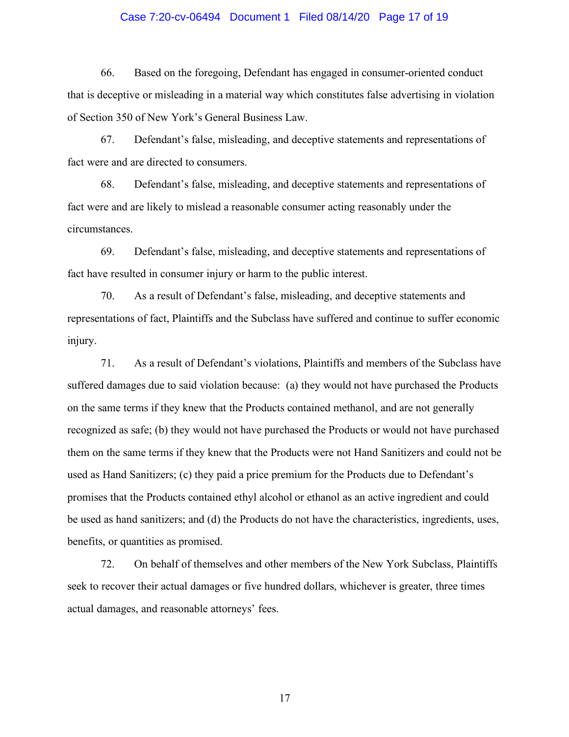66. Based on the foregoing, Defendant has engaged in consumer-oriented conduct that is deceptive or misleading in a material way which constitutes false advertising in violation of Section 350 of New York's General Business Law.

67. Defendant's false, misleading, and deceptive statements and representations of fact were and are directed to consumers.

68. Defendant's false, misleading, and deceptive statements and representations of fact were and are likely to mislead a reasonable consumer acting reasonably under the circumstances.

69. Defendant's false, misleading, and deceptive statements and representations of fact have resulted in consumer injury or harm to the public interest.

70. As a result of Defendant's false, misleading, and deceptive statements and representations of fact, Plaintiffs and the Subclass have suffered and continue to suffer economic injury.

71. As a result of Defendant's violations, Plaintiffs and members of the Subclass have suffered damages due to said violation because: (a) they would not have purchased the Products on the same terms if they knew that the Products contained methanol, and are not generally recognized as safe; (b) they would not have purchased the Products or would not have purchased them on the same terms if they knew that the Products were not Hand Sanitizers and could not be used as Hand Sanitizers; (c) they paid a price premium for the Products due to Defendant's promises that the Products contained ethyl alcohol or ethanol as an active ingredient and could be used as hand sanitizers; and (d) the Products do not have the characteristics, ingredients, uses, benefits, or quantities as promised.

72. On behalf of themselves and other members of the New York Subclass, Plaintiffs seek to recover their actual damages or five hundred dollars, whichever is greater, three times actual damages, and reasonable attorneys' fees.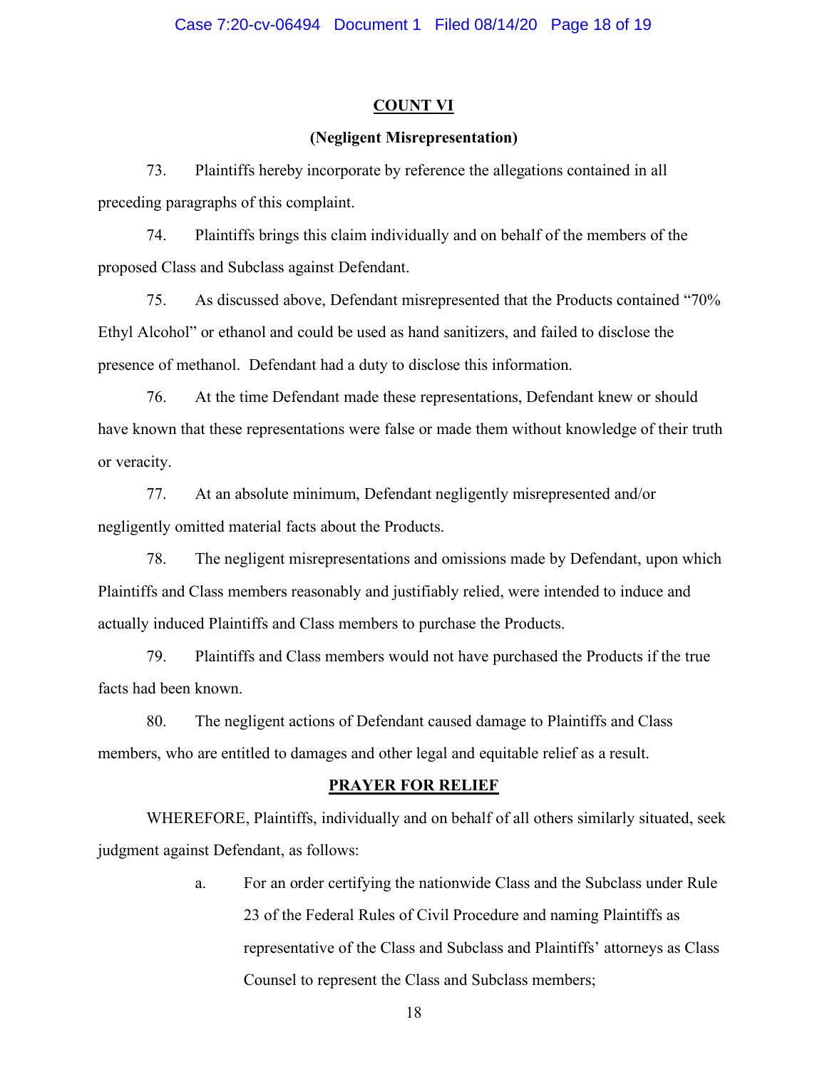## COUNT VI

### (Negligent Misrepresentation)

73. Plaintiffs hereby incorporate by reference the allegations contained in all preceding paragraphs of this complaint.

74. Plaintiffs brings this claim individually and on behalf of the members of the proposed Class and Subclass against Defendant.

75. As discussed above, Defendant misrepresented that the Products contained "70% Ethyl Alcohol" or ethanol and could be used as hand sanitizers, and failed to disclose the presence of methanol. Defendant had a duty to disclose this information.

76. At the time Defendant made these representations, Defendant knew or should have known that these representations were false or made them without knowledge of their truth or veracity.

77. At an absolute minimum, Defendant negligently misrepresented and/or negligently omitted material facts about the Products.

78. The negligent misrepresentations and omissions made by Defendant, upon which Plaintiffs and Class members reasonably and justifiably relied, were intended to induce and actually induced Plaintiffs and Class members to purchase the Products.

79. Plaintiffs and Class members would not have purchased the Products if the true facts had been known.

80. The negligent actions of Defendant caused damage to Plaintiffs and Class members, who are entitled to damages and other legal and equitable relief as a result.

## PRAYER FOR RELIEF

WHEREFORE, Plaintiffs, individually and on behalf of all others similarly situated, seek judgment against Defendant, as follows:

a. For an order certifying the nationwide Class and the Subclass under Rule 23 of the Federal Rules of Civil Procedure and naming Plaintiffs as representative of the Class and Subclass and Plaintiffs' attorneys as Class Counsel to represent the Class and Subclass members;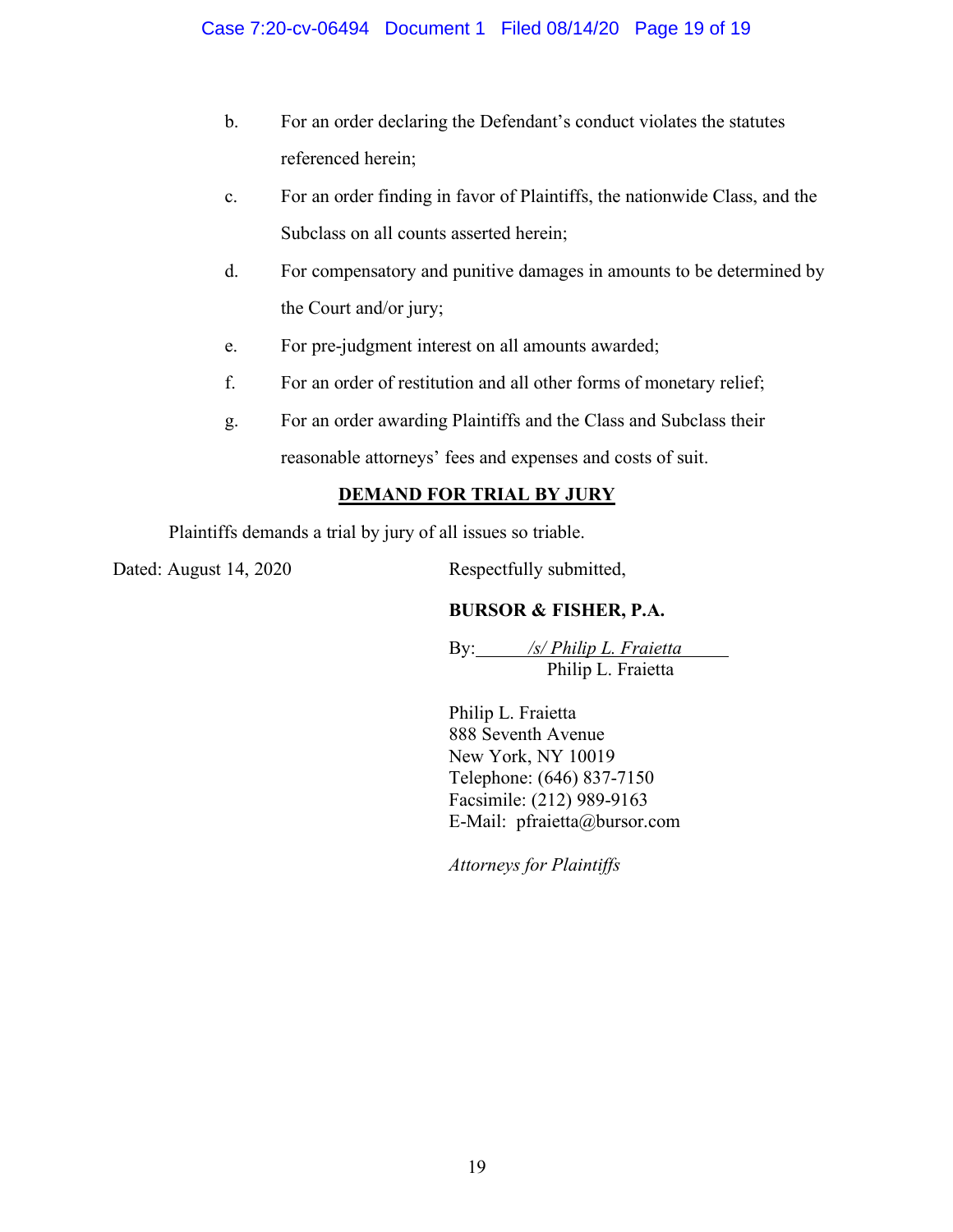b. For an order declaring the Defendant's conduct violates the statutes referenced herein;

c. For an order finding in favor of Plaintiffs, the nationwide Class, and the Subclass on all counts asserted herein;

d. For compensatory and punitive damages in amounts to be determined by the Court and/or jury;

e. For pre-judgment interest on all amounts awarded;

f. For an order of restitution and all other forms of monetary relief;

g. For an order awarding Plaintiffs and the Class and Subclass their reasonable attorneys' fees and expenses and costs of suit.

**DEMAND FOR TRIAL BY JURY**

Plaintiffs demands a trial by jury of all issues so triable.

Dated: August 14, 2020

Respectfully submitted,

**BURSOR & FISHER, P.A.**

By: */s/ Philip L. Fraietta*
Philip L. Fraietta

Philip L. Fraietta
888 Seventh Avenue
New York, NY 10019
Telephone: (646) 837-7150
Facsimile: (212) 989-9163
E-Mail: pfraietta@bursor.com

*Attorneys for Plaintiffs*